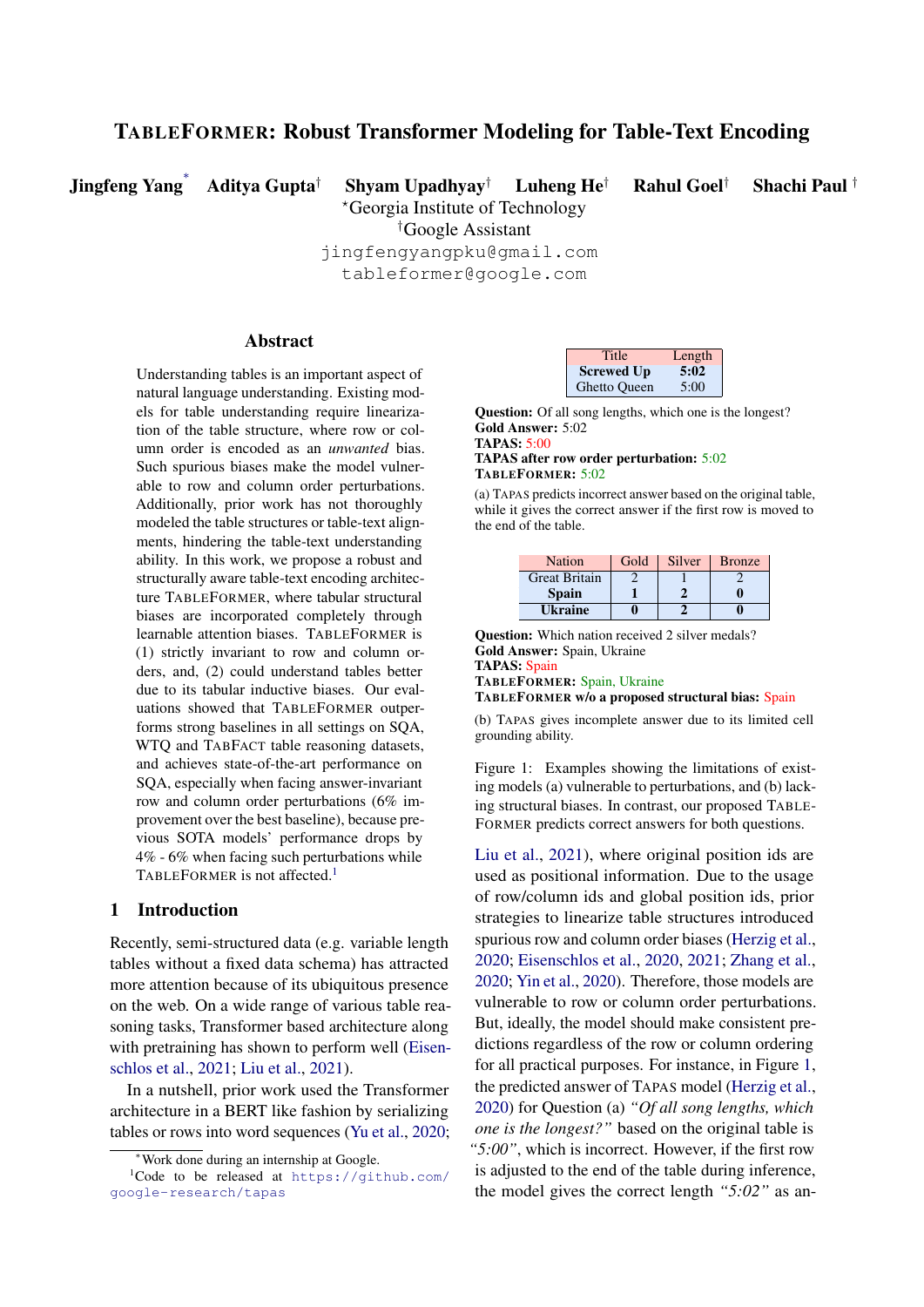# TableFormer: Robust Transformer Modeling for Table-Text Encoding

**Jingfeng Yang*** **Aditya Gupta†** **Shyam Upadhyay†** **Luheng He†** **Rahul Goel†** **Shachi Paul†**

*Georgia Institute of Technology
†Google Assistant
jingfengyangpku@gmail.com
tableformer@google.com

## Abstract

Understanding tables is an important aspect of natural language understanding. Existing models for table understanding require linearization of the table structure, where row or column order is encoded as an *unwanted* bias. Such spurious biases make the model vulnerable to row and column order perturbations. Additionally, prior work has not thoroughly modeled the table structures or table-text alignments, hindering the table-text understanding ability. In this work, we propose a robust and structurally aware table-text encoding architecture TableFormer, where tabular structural biases are incorporated completely through learnable attention biases. TableFormer is (1) strictly invariant to row and column orders, and, (2) could understand tables better due to its tabular inductive biases. Our evaluations showed that TableFormer outperforms strong baselines in all settings on SQA, WTQ and TabFact table reasoning datasets, and achieves state-of-the-art performance on SQA, especially when facing answer-invariant row and column order perturbations (6% improvement over the best baseline), because previous SOTA models' performance drops by 4% - 6% when facing such perturbations while TableFormer is not affected.[1]

| Title | Length |
|---|---|
| **Screwed Up** | **5:02** |
| Ghetto Queen | 5:00 |

**Question:** Of all song lengths, which one is the longest?
**Gold Answer:** 5:02
**TAPAS:** 5:00
**TAPAS after row order perturbation:** 5:02
**TableFormer:** 5:02

(a) Tapas predicts incorrect answer based on the original table, while it gives the correct answer if the first row is moved to the end of the table.

| Nation | Gold | Silver | Bronze |
|---|---|---|---|
| Great Britain | 2 | 1 | 2 |
| **Spain** | **1** | **2** | **0** |
| **Ukraine** | **0** | **2** | **0** |

**Question:** Which nation received 2 silver medals?
**Gold Answer:** Spain, Ukraine
**TAPAS:** Spain
**TableFormer:** Spain, Ukraine
**TableFormer w/o a proposed structural bias:** Spain

(b) Tapas gives incomplete answer due to its limited cell grounding ability.

Figure 1: Examples showing the limitations of existing models (a) vulnerable to perturbations, and (b) lacking structural biases. In contrast, our proposed TableFormer predicts correct answers for both questions.

## 1 Introduction

Recently, semi-structured data (e.g. variable length tables without a fixed data schema) has attracted more attention because of its ubiquitous presence on the web. On a wide range of various table reasoning tasks, Transformer based architecture along with pretraining has shown to perform well (Eisenschlos et al., 2021; Liu et al., 2021).

In a nutshell, prior work used the Transformer architecture in a BERT like fashion by serializing tables or rows into word sequences (Yu et al., 2020; Liu et al., 2021), where original position ids are used as positional information. Due to the usage of row/column ids and global position ids, prior strategies to linearize table structures introduced spurious row and column order biases (Herzig et al., 2020; Eisenschlos et al., 2020, 2021; Zhang et al., 2020; Yin et al., 2020). Therefore, those models are vulnerable to row or column order perturbations. But, ideally, the model should make consistent predictions regardless of the row or column ordering for all practical purposes. For instance, in Figure 1, the predicted answer of Tapas model (Herzig et al., 2020) for Question (a) *"Of all song lengths, which one is the longest?"* based on the original table is *"5:00"*, which is incorrect. However, if the first row is adjusted to the end of the table during inference, the model gives the correct length *"5:02"* as an-

*Work done during an internship at Google.
[1]Code to be released at https://github.com/google-research/tapas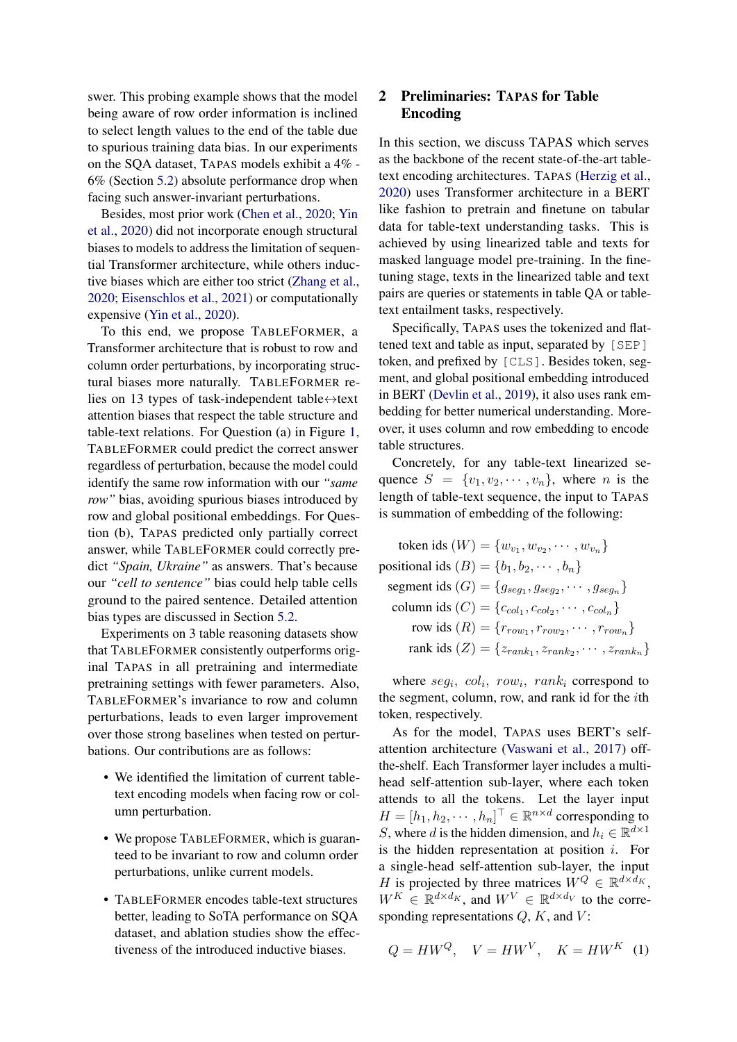swer. This probing example shows that the model being aware of row order information is inclined to select length values to the end of the table due to spurious training data bias. In our experiments on the SQA dataset, TAPAS models exhibit a 4% - 6% (Section 5.2) absolute performance drop when facing such answer-invariant perturbations.

Besides, most prior work (Chen et al., 2020; Yin et al., 2020) did not incorporate enough structural biases to models to address the limitation of sequential Transformer architecture, while others inductive biases which are either too strict (Zhang et al., 2020; Eisenschlos et al., 2021) or computationally expensive (Yin et al., 2020).

To this end, we propose TABLEFORMER, a Transformer architecture that is robust to row and column order perturbations, by incorporating structural biases more naturally. TABLEFORMER relies on 13 types of task-independent table↔text attention biases that respect the table structure and table-text relations. For Question (a) in Figure 1, TABLEFORMER could predict the correct answer regardless of perturbation, because the model could identify the same row information with our *"same row"* bias, avoiding spurious biases introduced by row and global positional embeddings. For Question (b), TAPAS predicted only partially correct answer, while TABLEFORMER could correctly predict *"Spain, Ukraine"* as answers. That's because our *"cell to sentence"* bias could help table cells ground to the paired sentence. Detailed attention bias types are discussed in Section 5.2.

Experiments on 3 table reasoning datasets show that TABLEFORMER consistently outperforms original TAPAS in all pretraining and intermediate pretraining settings with fewer parameters. Also, TABLEFORMER's invariance to row and column perturbations, leads to even larger improvement over those strong baselines when tested on perturbations. Our contributions are as follows:

- We identified the limitation of current table-text encoding models when facing row or column perturbation.
- We propose TABLEFORMER, which is guaranteed to be invariant to row and column order perturbations, unlike current models.
- TABLEFORMER encodes table-text structures better, leading to SoTA performance on SQA dataset, and ablation studies show the effectiveness of the introduced inductive biases.

## 2 Preliminaries: TAPAS for Table Encoding

In this section, we discuss TAPAS which serves as the backbone of the recent state-of-the-art table-text encoding architectures. TAPAS (Herzig et al., 2020) uses Transformer architecture in a BERT like fashion to pretrain and finetune on tabular data for table-text understanding tasks. This is achieved by using linearized table and texts for masked language model pre-training. In the fine-tuning stage, texts in the linearized table and text pairs are queries or statements in table QA or table-text entailment tasks, respectively.

Specifically, TAPAS uses the tokenized and flattened text and table as input, separated by [SEP] token, and prefixed by [CLS]. Besides token, segment, and global positional embedding introduced in BERT (Devlin et al., 2019), it also uses rank embedding for better numerical understanding. Moreover, it uses column and row embedding to encode table structures.

Concretely, for any table-text linearized sequence $S = \{v_1, v_2, \cdots, v_n\}$, where $n$ is the length of table-text sequence, the input to TAPAS is summation of embedding of the following:

$$
\begin{aligned}
\text{token ids } (W) &= \{w_{v_1}, w_{v_2}, \cdots, w_{v_n}\} \\
\text{positional ids } (B) &= \{b_1, b_2, \cdots, b_n\} \\
\text{segment ids } (G) &= \{g_{seg_1}, g_{seg_2}, \cdots, g_{seg_n}\} \\
\text{column ids } (C) &= \{c_{col_1}, c_{col_2}, \cdots, c_{col_n}\} \\
\text{row ids } (R) &= \{r_{row_1}, r_{row_2}, \cdots, r_{row_n}\} \\
\text{rank ids } (Z) &= \{z_{rank_1}, z_{rank_2}, \cdots, z_{rank_n}\}
\end{aligned}
$$

where $seg_i$, $col_i$, $row_i$, $rank_i$ correspond to the segment, column, row, and rank id for the $i$th token, respectively.

As for the model, TAPAS uses BERT's self-attention architecture (Vaswani et al., 2017) off-the-shelf. Each Transformer layer includes a multi-head self-attention sub-layer, where each token attends to all the tokens. Let the layer input $H = [h_1, h_2, \cdots, h_n]^\top \in \mathbb{R}^{n \times d}$ corresponding to $S$, where $d$ is the hidden dimension, and $h_i \in \mathbb{R}^{d \times 1}$ is the hidden representation at position $i$. For a single-head self-attention sub-layer, the input $H$ is projected by three matrices $W^Q \in \mathbb{R}^{d \times d_K}$, $W^K \in \mathbb{R}^{d \times d_K}$, and $W^V \in \mathbb{R}^{d \times d_V}$ to the corresponding representations $Q$, $K$, and $V$:

$$
Q = HW^Q, \quad V = HW^V, \quad K = HW^K \quad (1)
$$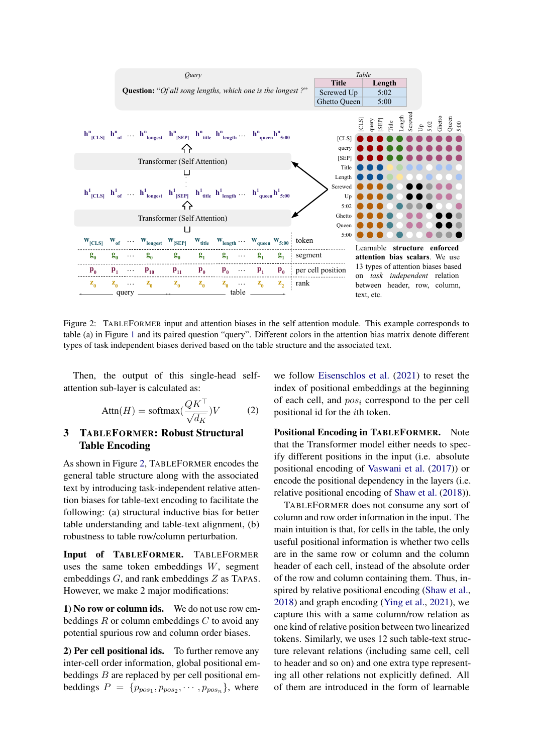Figure 2: TableFormer input and attention biases in the self attention module. This example corresponds to table (a) in Figure 1 and its paired question "query". Different colors in the attention bias matrix denote different types of task independent biases derived based on the table structure and the associated text.

Then, the output of this single-head self-attention sub-layer is calculated as:

$$\text{Attn}(H) = \text{softmax}(\frac{QK^\top}{\sqrt{d_K}})V \quad (2)$$

## 3 TableFormer: Robust Structural Table Encoding

As shown in Figure 2, TableFormer encodes the general table structure along with the associated text by introducing task-independent relative attention biases for table-text encoding to facilitate the following: (a) structural inductive bias for better table understanding and table-text alignment, (b) robustness to table row/column perturbation.

**Input of TableFormer.** TableFormer uses the same token embeddings $W$, segment embeddings $G$, and rank embeddings $Z$ as Tapas. However, we make 2 major modifications:

**1) No row or column ids.** We do not use row embeddings $R$ or column embeddings $C$ to avoid any potential spurious row and column order biases.

**2) Per cell positional ids.** To further remove any inter-cell order information, global positional embeddings $B$ are replaced by per cell positional embeddings $P = \{p_{pos_1}, p_{pos_2}, \cdots, p_{pos_n}\}$, where we follow Eisenschlos et al. (2021) to reset the index of positional embeddings at the beginning of each cell, and $pos_i$ correspond to the per cell positional id for the $i$th token.

**Positional Encoding in TableFormer.** Note that the Transformer model either needs to specify different positions in the input (i.e. absolute positional encoding of Vaswani et al. (2017)) or encode the positional dependency in the layers (i.e. relative positional encoding of Shaw et al. (2018)).

TableFormer does not consume any sort of column and row order information in the input. The main intuition is that, for cells in the table, the only useful positional information is whether two cells are in the same row or column and the column header of each cell, instead of the absolute order of the row and column containing them. Thus, inspired by relative positional encoding (Shaw et al., 2018) and graph encoding (Ying et al., 2021), we capture this with a same column/row relation as one kind of relative position between two linearized tokens. Similarly, we uses 12 such table-text structure relevant relations (including same cell, cell to header and so on) and one extra type representing all other relations not explicitly defined. All of them are introduced in the form of learnable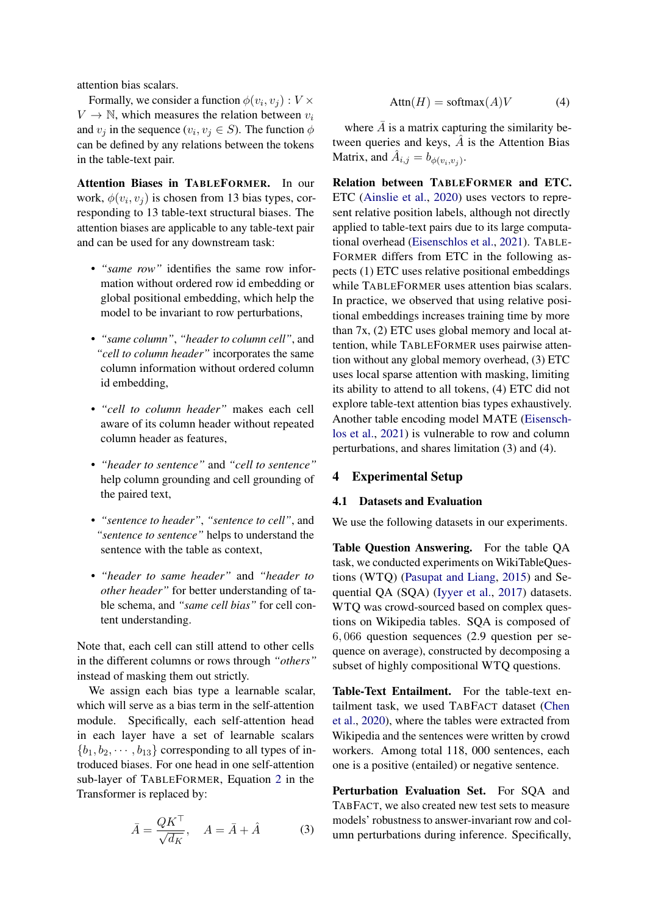attention bias scalars.

Formally, we consider a function $\phi(v_i, v_j) : V \times V \to \mathbb{N}$, which measures the relation between $v_i$ and $v_j$ in the sequence ($v_i, v_j \in S$). The function $\phi$ can be defined by any relations between the tokens in the table-text pair.

**Attention Biases in TableFormer.** In our work, $\phi(v_i, v_j)$ is chosen from 13 bias types, corresponding to 13 table-text structural biases. The attention biases are applicable to any table-text pair and can be used for any downstream task:

- *"same row"* identifies the same row information without ordered row id embedding or global positional embedding, which help the model to be invariant to row perturbations,
- *"same column"*, *"header to column cell"*, and *"cell to column header"* incorporates the same column information without ordered column id embedding,
- *"cell to column header"* makes each cell aware of its column header without repeated column header as features,
- *"header to sentence"* and *"cell to sentence"* help column grounding and cell grounding of the paired text,
- *"sentence to header"*, *"sentence to cell"*, and *"sentence to sentence"* helps to understand the sentence with the table as context,
- *"header to same header"* and *"header to other header"* for better understanding of table schema, and *"same cell bias"* for cell content understanding.

Note that, each cell can still attend to other cells in the different columns or rows through *"others"* instead of masking them out strictly.

We assign each bias type a learnable scalar, which will serve as a bias term in the self-attention module. Specifically, each self-attention head in each layer have a set of learnable scalars $\{b_1, b_2, \cdots, b_{13}\}$ corresponding to all types of introduced biases. For one head in one self-attention sub-layer of TableFormer, Equation 2 in the Transformer is replaced by:

$$\bar{A} = \frac{QK^\top}{\sqrt{d_K}}, \quad A = \bar{A} + \hat{A} \tag{3}$$

$$\text{Attn}(H) = \text{softmax}(A)V \tag{4}$$

where $\bar{A}$ is a matrix capturing the similarity between queries and keys, $\hat{A}$ is the Attention Bias Matrix, and $\hat{A}_{i,j} = b_{\phi(v_i,v_j)}$.

**Relation between TableFormer and ETC.** ETC (Ainslie et al., 2020) uses vectors to represent relative position labels, although not directly applied to table-text pairs due to its large computational overhead (Eisenschlos et al., 2021). TableFormer differs from ETC in the following aspects (1) ETC uses relative positional embeddings while TableFormer uses attention bias scalars. In practice, we observed that using relative positional embeddings increases training time by more than 7x, (2) ETC uses global memory and local attention, while TableFormer uses pairwise attention without any global memory overhead, (3) ETC uses local sparse attention with masking, limiting its ability to attend to all tokens, (4) ETC did not explore table-text attention bias types exhaustively. Another table encoding model MATE (Eisenschlos et al., 2021) is vulnerable to row and column perturbations, and shares limitation (3) and (4).

# 4 Experimental Setup

## 4.1 Datasets and Evaluation

We use the following datasets in our experiments.

**Table Question Answering.** For the table QA task, we conducted experiments on WikiTableQuestions (WTQ) (Pasupat and Liang, 2015) and Sequential QA (SQA) (Iyyer et al., 2017) datasets. WTQ was crowd-sourced based on complex questions on Wikipedia tables. SQA is composed of 6,066 question sequences (2.9 question per sequence on average), constructed by decomposing a subset of highly compositional WTQ questions.

**Table-Text Entailment.** For the table-text entailment task, we used TabFact dataset (Chen et al., 2020), where the tables were extracted from Wikipedia and the sentences were written by crowd workers. Among total 118,000 sentences, each one is a positive (entailed) or negative sentence.

**Perturbation Evaluation Set.** For SQA and TabFact, we also created new test sets to measure models' robustness to answer-invariant row and column perturbations during inference. Specifically,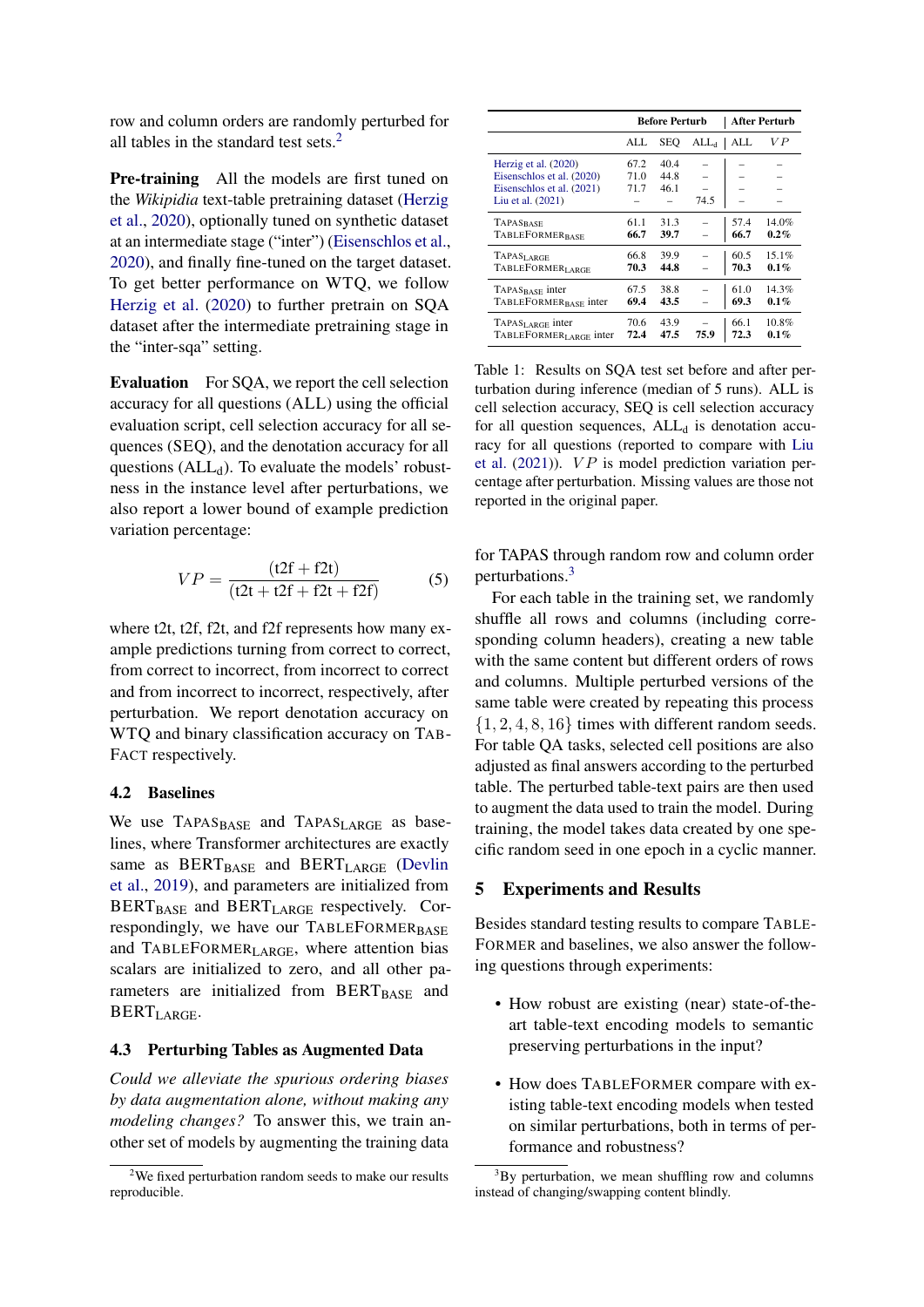row and column orders are randomly perturbed for all tables in the standard test sets.[2]

**Pre-training** All the models are first tuned on the *Wikipidia* text-table pretraining dataset (Herzig et al., 2020), optionally tuned on synthetic dataset at an intermediate stage ("inter") (Eisenschlos et al., 2020), and finally fine-tuned on the target dataset. To get better performance on WTQ, we follow Herzig et al. (2020) to further pretrain on SQA dataset after the intermediate pretraining stage in the "inter-sqa" setting.

**Evaluation** For SQA, we report the cell selection accuracy for all questions (ALL) using the official evaluation script, cell selection accuracy for all sequences (SEQ), and the denotation accuracy for all questions ($\text{ALL}_\text{d}$). To evaluate the models' robustness in the instance level after perturbations, we also report a lower bound of example prediction variation percentage:

$$VP = \frac{(\text{t2f} + \text{f2t})}{(\text{t2t} + \text{t2f} + \text{f2t} + \text{f2f})} \quad (5)$$

where t2t, t2f, f2t, and f2f represents how many example predictions turning from correct to correct, from correct to incorrect, from incorrect to correct and from incorrect to incorrect, respectively, after perturbation. We report denotation accuracy on WTQ and binary classification accuracy on TABFACT respectively.

### 4.2 Baselines

We use $\text{TAPAS}_\text{BASE}$ and $\text{TAPAS}_\text{LARGE}$ as baselines, where Transformer architectures are exactly same as $\text{BERT}_\text{BASE}$ and $\text{BERT}_\text{LARGE}$ (Devlin et al., 2019), and parameters are initialized from $\text{BERT}_\text{BASE}$ and $\text{BERT}_\text{LARGE}$ respectively. Correspondingly, we have our $\text{TABLEFORMER}_\text{BASE}$ and $\text{TABLEFORMER}_\text{LARGE}$, where attention bias scalars are initialized to zero, and all other parameters are initialized from $\text{BERT}_\text{BASE}$ and $\text{BERT}_\text{LARGE}$.

### 4.3 Perturbing Tables as Augmented Data

*Could we alleviate the spurious ordering biases by data augmentation alone, without making any modeling changes?* To answer this, we train another set of models by augmenting the training data for TAPAS through random row and column order perturbations.[3]

For each table in the training set, we randomly shuffle all rows and columns (including corresponding column headers), creating a new table with the same content but different orders of rows and columns. Multiple perturbed versions of the same table were created by repeating this process $\{1, 2, 4, 8, 16\}$ times with different random seeds. For table QA tasks, selected cell positions are also adjusted as final answers according to the perturbed table. The perturbed table-text pairs are then used to augment the data used to train the model. During training, the model takes data created by one specific random seed in one epoch in a cyclic manner.

| | Before Perturb | | | After Perturb | |
|---|---|---|---|---|---|
| | ALL | SEQ | $\text{ALL}_\text{d}$ | ALL | $VP$ |
| Herzig et al. (2020) | 67.2 | 40.4 | – | – | – |
| Eisenschlos et al. (2020) | 71.0 | 44.8 | – | – | – |
| Eisenschlos et al. (2021) | 71.7 | 46.1 | – | – | – |
| Liu et al. (2021) | – | – | 74.5 | – | – |
| $\text{TAPAS}_\text{BASE}$ | 61.1 | 31.3 | – | 57.4 | 14.0% |
| $\text{TABLEFORMER}_\text{BASE}$ | **66.7** | **39.7** | – | **66.7** | **0.2%** |
| $\text{TAPAS}_\text{LARGE}$ | 66.8 | 39.9 | – | 60.5 | 15.1% |
| $\text{TABLEFORMER}_\text{LARGE}$ | **70.3** | **44.8** | – | **70.3** | **0.1%** |
| $\text{TAPAS}_\text{BASE}$ inter | 67.5 | 38.8 | – | 61.0 | 14.3% |
| $\text{TABLEFORMER}_\text{BASE}$ inter | **69.4** | **43.5** | – | **69.3** | **0.1%** |
| $\text{TAPAS}_\text{LARGE}$ inter | 70.6 | 43.9 | – | 66.1 | 10.8% |
| $\text{TABLEFORMER}_\text{LARGE}$ inter | **72.4** | **47.5** | **75.9** | **72.3** | **0.1%** |

Table 1: Results on SQA test set before and after perturbation during inference (median of 5 runs). ALL is cell selection accuracy, SEQ is cell selection accuracy for all question sequences, $\text{ALL}_\text{d}$ is denotation accuracy for all questions (reported to compare with Liu et al. (2021)). $VP$ is model prediction variation percentage after perturbation. Missing values are those not reported in the original paper.

## 5 Experiments and Results

Besides standard testing results to compare TABLEFORMER and baselines, we also answer the following questions through experiments:

- How robust are existing (near) state-of-the-art table-text encoding models to semantic preserving perturbations in the input?
- How does TABLEFORMER compare with existing table-text encoding models when tested on similar perturbations, both in terms of performance and robustness?

[2] We fixed perturbation random seeds to make our results reproducible.

[3] By perturbation, we mean shuffling row and columns instead of changing/swapping content blindly.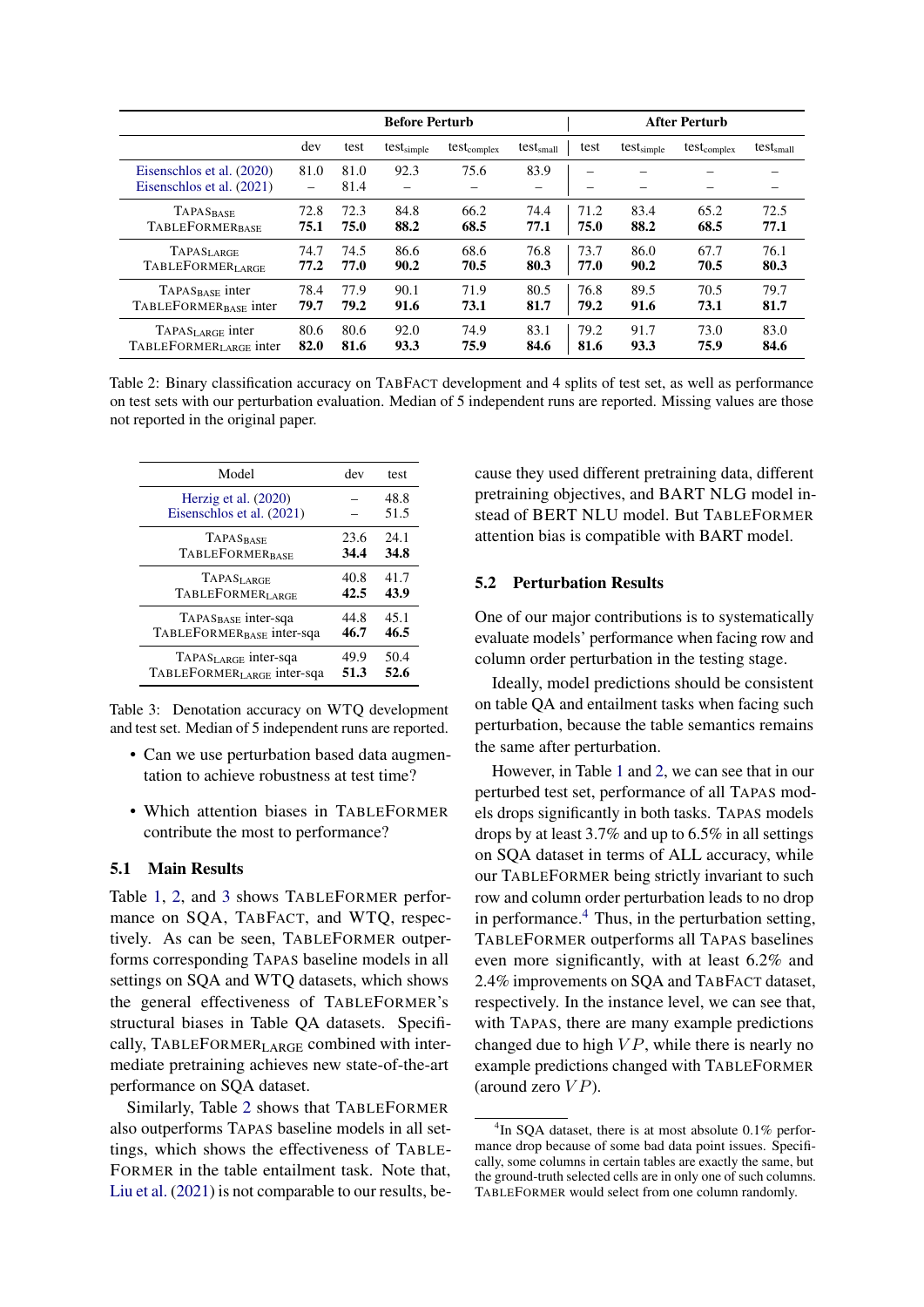| | Before Perturb | | | | | After Perturb | | | |
|---|---|---|---|---|---|---|---|---|---|
| | dev | test | test$_{\text{simple}}$ | test$_{\text{complex}}$ | test$_{\text{small}}$ | test | test$_{\text{simple}}$ | test$_{\text{complex}}$ | test$_{\text{small}}$ |
| Eisenschlos et al. (2020) | 81.0 | 81.0 | 92.3 | 75.6 | 83.9 | – | – | – | – |
| Eisenschlos et al. (2021) | – | 81.4 | – | – | – | – | – | – | – |
| TAPAS$_{\text{BASE}}$ | 72.8 | 72.3 | 84.8 | 66.2 | 74.4 | 71.2 | 83.4 | 65.2 | 72.5 |
| TABLEFORMER$_{\text{BASE}}$ | **75.1** | **75.0** | **88.2** | **68.5** | **77.1** | **75.0** | **88.2** | **68.5** | **77.1** |
| TAPAS$_{\text{LARGE}}$ | 74.7 | 74.5 | 86.6 | 68.6 | 76.8 | 73.7 | 86.0 | 67.7 | 76.1 |
| TABLEFORMER$_{\text{LARGE}}$ | **77.2** | **77.0** | **90.2** | **70.5** | **80.3** | **77.0** | **90.2** | **70.5** | **80.3** |
| TAPAS$_{\text{BASE}}$ inter | 78.4 | 77.9 | 90.1 | 71.9 | 80.5 | 76.8 | 89.5 | 70.5 | 79.7 |
| TABLEFORMER$_{\text{BASE}}$ inter | **79.7** | **79.2** | **91.6** | **73.1** | **81.7** | **79.2** | **91.6** | **73.1** | **81.7** |
| TAPAS$_{\text{LARGE}}$ inter | 80.6 | 80.6 | 92.0 | 74.9 | 83.1 | 79.2 | 91.7 | 73.0 | 83.0 |
| TABLEFORMER$_{\text{LARGE}}$ inter | **82.0** | **81.6** | **93.3** | **75.9** | **84.6** | **81.6** | **93.3** | **75.9** | **84.6** |

Table 2: Binary classification accuracy on TABFACT development and 4 splits of test set, as well as performance on test sets with our perturbation evaluation. Median of 5 independent runs are reported. Missing values are those not reported in the original paper.

| Model | dev | test |
|---|---|---|
| Herzig et al. (2020) | – | 48.8 |
| Eisenschlos et al. (2021) | – | 51.5 |
| TAPAS$_{\text{BASE}}$ | 23.6 | 24.1 |
| TABLEFORMER$_{\text{BASE}}$ | **34.4** | **34.8** |
| TAPAS$_{\text{LARGE}}$ | 40.8 | 41.7 |
| TABLEFORMER$_{\text{LARGE}}$ | **42.5** | **43.9** |
| TAPAS$_{\text{BASE}}$ inter-sqa | 44.8 | 45.1 |
| TABLEFORMER$_{\text{BASE}}$ inter-sqa | **46.7** | **46.5** |
| TAPAS$_{\text{LARGE}}$ inter-sqa | 49.9 | 50.4 |
| TABLEFORMER$_{\text{LARGE}}$ inter-sqa | **51.3** | **52.6** |

Table 3: Denotation accuracy on WTQ development and test set. Median of 5 independent runs are reported.

- Can we use perturbation based data augmentation to achieve robustness at test time?
- Which attention biases in TABLEFORMER contribute the most to performance?

### 5.1 Main Results

Table 1, 2, and 3 shows TABLEFORMER performance on SQA, TABFACT, and WTQ, respectively. As can be seen, TABLEFORMER outperforms corresponding TAPAS baseline models in all settings on SQA and WTQ datasets, which shows the general effectiveness of TABLEFORMER's structural biases in Table QA datasets. Specifically, TABLEFORMER$_{\text{LARGE}}$ combined with intermediate pretraining achieves new state-of-the-art performance on SQA dataset.

Similarly, Table 2 shows that TABLEFORMER also outperforms TAPAS baseline models in all settings, which shows the effectiveness of TABLEFORMER in the table entailment task. Note that, Liu et al. (2021) is not comparable to our results, because they used different pretraining data, different pretraining objectives, and BART NLG model instead of BERT NLU model. But TABLEFORMER attention bias is compatible with BART model.

### 5.2 Perturbation Results

One of our major contributions is to systematically evaluate models' performance when facing row and column order perturbation in the testing stage.

Ideally, model predictions should be consistent on table QA and entailment tasks when facing such perturbation, because the table semantics remains the same after perturbation.

However, in Table 1 and 2, we can see that in our perturbed test set, performance of all TAPAS models drops significantly in both tasks. TAPAS models drops by at least 3.7% and up to 6.5% in all settings on SQA dataset in terms of ALL accuracy, while our TABLEFORMER being strictly invariant to such row and column order perturbation leads to no drop in performance.[4] Thus, in the perturbation setting, TABLEFORMER outperforms all TAPAS baselines even more significantly, with at least 6.2% and 2.4% improvements on SQA and TABFACT dataset, respectively. In the instance level, we can see that, with TAPAS, there are many example predictions changed due to high $VP$, while there is nearly no example predictions changed with TABLEFORMER (around zero $VP$).

[4] In SQA dataset, there is at most absolute 0.1% performance drop because of some bad data point issues. Specifically, some columns in certain tables are exactly the same, but the ground-truth selected cells are in only one of such columns. TABLEFORMER would select from one column randomly.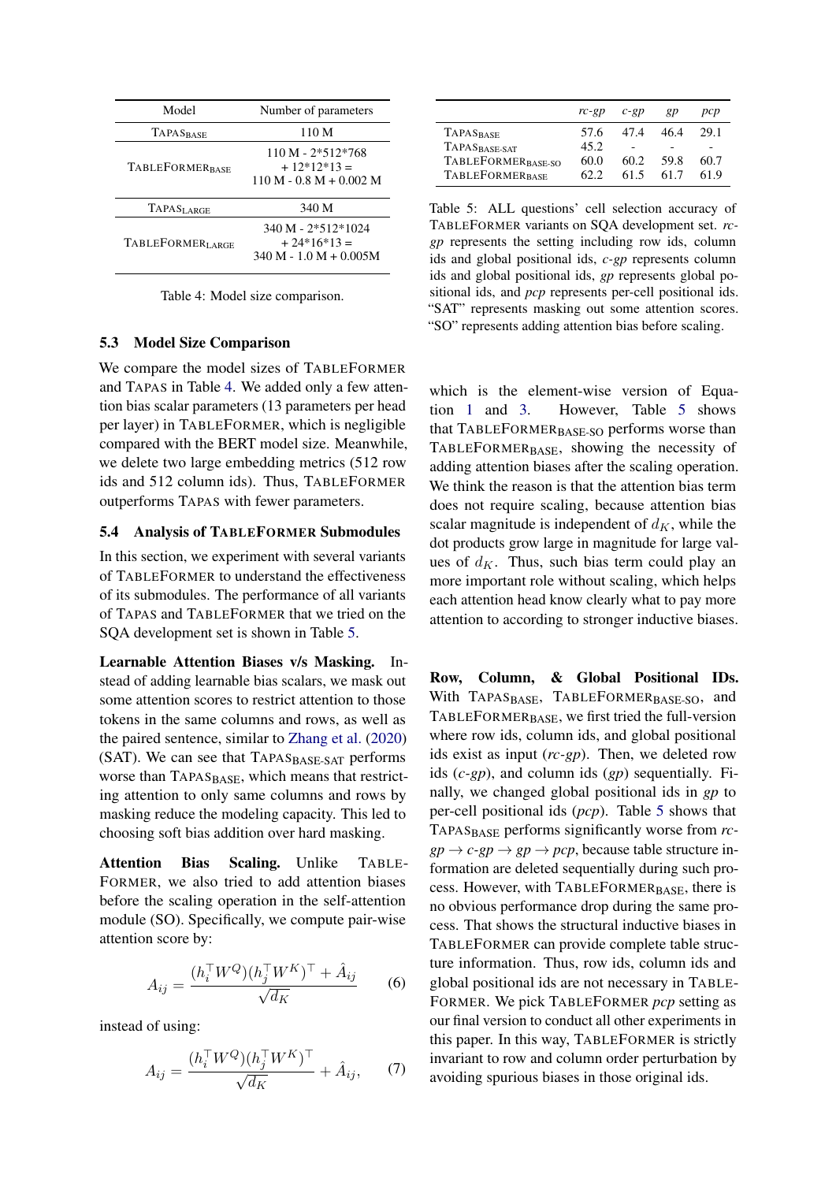| Model | Number of parameters |
|---|---|
| TAPAS$_{\text{BASE}}$ | 110 M |
| TABLEFORMER$_{\text{BASE}}$ | 110 M - 2*512*768 + 12*12*13 = 110 M - 0.8 M + 0.002 M |
| TAPAS$_{\text{LARGE}}$ | 340 M |
| TABLEFORMER$_{\text{LARGE}}$ | 340 M - 2*512*1024 + 24*16*13 = 340 M - 1.0 M + 0.005M |

Table 4: Model size comparison.

### 5.3 Model Size Comparison

We compare the model sizes of TABLEFORMER and TAPAS in Table 4. We added only a few attention bias scalar parameters (13 parameters per head per layer) in TABLEFORMER, which is negligible compared with the BERT model size. Meanwhile, we delete two large embedding metrics (512 row ids and 512 column ids). Thus, TABLEFORMER outperforms TAPAS with fewer parameters.

### 5.4 Analysis of TABLEFORMER Submodules

In this section, we experiment with several variants of TABLEFORMER to understand the effectiveness of its submodules. The performance of all variants of TAPAS and TABLEFORMER that we tried on the SQA development set is shown in Table 5.

**Learnable Attention Biases v/s Masking.** Instead of adding learnable bias scalars, we mask out some attention scores to restrict attention to those tokens in the same columns and rows, as well as the paired sentence, similar to Zhang et al. (2020) (SAT). We can see that TAPAS$_{\text{BASE-SAT}}$ performs worse than TAPAS$_{\text{BASE}}$, which means that restricting attention to only same columns and rows by masking reduce the modeling capacity. This led to choosing soft bias addition over hard masking.

**Attention Bias Scaling.** Unlike TABLEFORMER, we also tried to add attention biases before the scaling operation in the self-attention module (SO). Specifically, we compute pair-wise attention score by:

$$A_{ij} = \frac{(h_i^\top W^Q)(h_j^\top W^K)^\top + \hat{A}_{ij}}{\sqrt{d_K}} \quad (6)$$

instead of using:

$$A_{ij} = \frac{(h_i^\top W^Q)(h_j^\top W^K)^\top}{\sqrt{d_K}} + \hat{A}_{ij}, \quad (7)$$

|  | *rc-gp* | *c-gp* | *gp* | *pcp* |
|---|---|---|---|---|
| TAPAS$_{\text{BASE}}$ | 57.6 | 47.4 | 46.4 | 29.1 |
| TAPAS$_{\text{BASE-SAT}}$ | 45.2 | - | - | - |
| TABLEFORMER$_{\text{BASE-SO}}$ | 60.0 | 60.2 | 59.8 | 60.7 |
| TABLEFORMER$_{\text{BASE}}$ | 62.2 | 61.5 | 61.7 | 61.9 |

Table 5: ALL questions' cell selection accuracy of TABLEFORMER variants on SQA development set. *rc-gp* represents the setting including row ids, column ids and global positional ids, *c-gp* represents column ids and global positional ids, *gp* represents global positional ids, and *pcp* represents per-cell positional ids. "SAT" represents masking out some attention scores. "SO" represents adding attention bias before scaling.

which is the element-wise version of Equation 1 and 3. However, Table 5 shows that TABLEFORMER$_{\text{BASE-SO}}$ performs worse than TABLEFORMER$_{\text{BASE}}$, showing the necessity of adding attention biases after the scaling operation. We think the reason is that the attention bias term does not require scaling, because attention bias scalar magnitude is independent of $d_K$, while the dot products grow large in magnitude for large values of $d_K$. Thus, such bias term could play an more important role without scaling, which helps each attention head know clearly what to pay more attention to according to stronger inductive biases.

**Row, Column, & Global Positional IDs.** With TAPAS$_{\text{BASE}}$, TABLEFORMER$_{\text{BASE-SO}}$, and TABLEFORMER$_{\text{BASE}}$, we first tried the full-version where row ids, column ids, and global positional ids exist as input (*rc-gp*). Then, we deleted row ids (*c-gp*), and column ids (*gp*) sequentially. Finally, we changed global positional ids in *gp* to per-cell positional ids (*pcp*). Table 5 shows that TAPAS$_{\text{BASE}}$ performs significantly worse from *rc-gp* $\rightarrow$ *c-gp* $\rightarrow$ *gp* $\rightarrow$ *pcp*, because table structure information are deleted sequentially during such process. However, with TABLEFORMER$_{\text{BASE}}$, there is no obvious performance drop during the same process. That shows the structural inductive biases in TABLEFORMER can provide complete table structure information. Thus, row ids, column ids and global positional ids are not necessary in TABLEFORMER. We pick TABLEFORMER *pcp* setting as our final version to conduct all other experiments in this paper. In this way, TABLEFORMER is strictly invariant to row and column order perturbation by avoiding spurious biases in those original ids.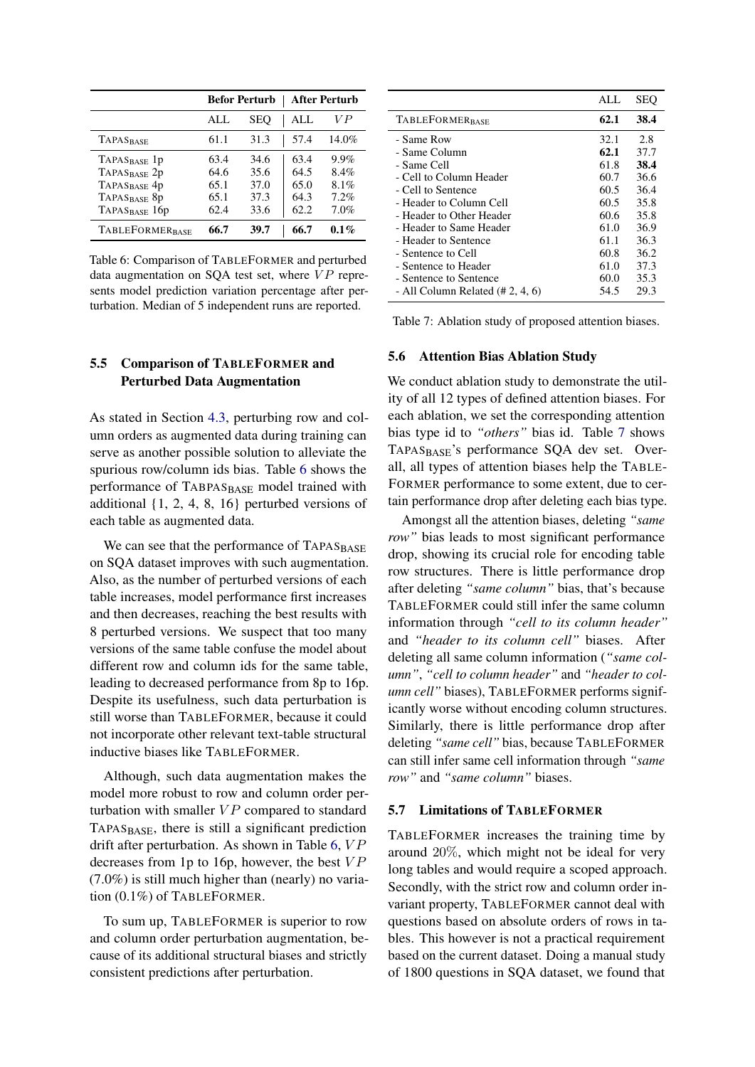| | Befor Perturb | | After Perturb | |
|---|---|---|---|---|
| | ALL | SEQ | ALL | $VP$ |
| TAPAS$_{\text{BASE}}$ | 61.1 | 31.3 | 57.4 | 14.0% |
| TAPAS$_{\text{BASE}}$ 1p | 63.4 | 34.6 | 63.4 | 9.9% |
| TAPAS$_{\text{BASE}}$ 2p | 64.6 | 35.6 | 64.5 | 8.4% |
| TAPAS$_{\text{BASE}}$ 4p | 65.1 | 37.0 | 65.0 | 8.1% |
| TAPAS$_{\text{BASE}}$ 8p | 65.1 | 37.3 | 64.3 | 7.2% |
| TAPAS$_{\text{BASE}}$ 16p | 62.4 | 33.6 | 62.2 | 7.0% |
| TABLEFORMER$_{\text{BASE}}$ | **66.7** | **39.7** | **66.7** | **0.1%** |

Table 6: Comparison of TABLEFORMER and perturbed data augmentation on SQA test set, where $VP$ represents model prediction variation percentage after perturbation. Median of 5 independent runs are reported.

## 5.5 Comparison of TABLEFORMER and Perturbed Data Augmentation

As stated in Section 4.3, perturbing row and column orders as augmented data during training can serve as another possible solution to alleviate the spurious row/column ids bias. Table 6 shows the performance of TABPAS$_{\text{BASE}}$ model trained with additional {1, 2, 4, 8, 16} perturbed versions of each table as augmented data.

We can see that the performance of TAPAS$_{\text{BASE}}$ on SQA dataset improves with such augmentation. Also, as the number of perturbed versions of each table increases, model performance first increases and then decreases, reaching the best results with 8 perturbed versions. We suspect that too many versions of the same table confuse the model about different row and column ids for the same table, leading to decreased performance from 8p to 16p. Despite its usefulness, such data perturbation is still worse than TABLEFORMER, because it could not incorporate other relevant text-table structural inductive biases like TABLEFORMER.

Although, such data augmentation makes the model more robust to row and column order perturbation with smaller $VP$ compared to standard TAPAS$_{\text{BASE}}$, there is still a significant prediction drift after perturbation. As shown in Table 6, $VP$ decreases from 1p to 16p, however, the best $VP$ (7.0%) is still much higher than (nearly) no variation (0.1%) of TABLEFORMER.

To sum up, TABLEFORMER is superior to row and column order perturbation augmentation, because of its additional structural biases and strictly consistent predictions after perturbation.

| | ALL | SEQ |
|---|---|---|
| TABLEFORMER$_{\text{BASE}}$ | **62.1** | **38.4** |
| - Same Row | 32.1 | 2.8 |
| - Same Column | **62.1** | 37.7 |
| - Same Cell | 61.8 | **38.4** |
| - Cell to Column Header | 60.7 | 36.6 |
| - Cell to Sentence | 60.5 | 36.4 |
| - Header to Column Cell | 60.5 | 35.8 |
| - Header to Other Header | 60.6 | 35.8 |
| - Header to Same Header | 61.0 | 36.9 |
| - Header to Sentence | 61.1 | 36.3 |
| - Sentence to Cell | 60.8 | 36.2 |
| - Sentence to Header | 61.0 | 37.3 |
| - Sentence to Sentence | 60.0 | 35.3 |
| - All Column Related (# 2, 4, 6) | 54.5 | 29.3 |

Table 7: Ablation study of proposed attention biases.

## 5.6 Attention Bias Ablation Study

We conduct ablation study to demonstrate the utility of all 12 types of defined attention biases. For each ablation, we set the corresponding attention bias type id to *"others"* bias id. Table 7 shows TAPAS$_{\text{BASE}}$'s performance SQA dev set. Overall, all types of attention biases help the TABLEFORMER performance to some extent, due to certain performance drop after deleting each bias type.

Amongst all the attention biases, deleting *"same row"* bias leads to most significant performance drop, showing its crucial role for encoding table row structures. There is little performance drop after deleting *"same column"* bias, that's because TABLEFORMER could still infer the same column information through *"cell to its column header"* and *"header to its column cell"* biases. After deleting all same column information (*"same column"*, *"cell to column header"* and *"header to column cell"* biases), TABLEFORMER performs significantly worse without encoding column structures. Similarly, there is little performance drop after deleting *"same cell"* bias, because TABLEFORMER can still infer same cell information through *"same row"* and *"same column"* biases.

## 5.7 Limitations of TABLEFORMER

TABLEFORMER increases the training time by around 20%, which might not be ideal for very long tables and would require a scoped approach. Secondly, with the strict row and column order invariant property, TABLEFORMER cannot deal with questions based on absolute orders of rows in tables. This however is not a practical requirement based on the current dataset. Doing a manual study of 1800 questions in SQA dataset, we found that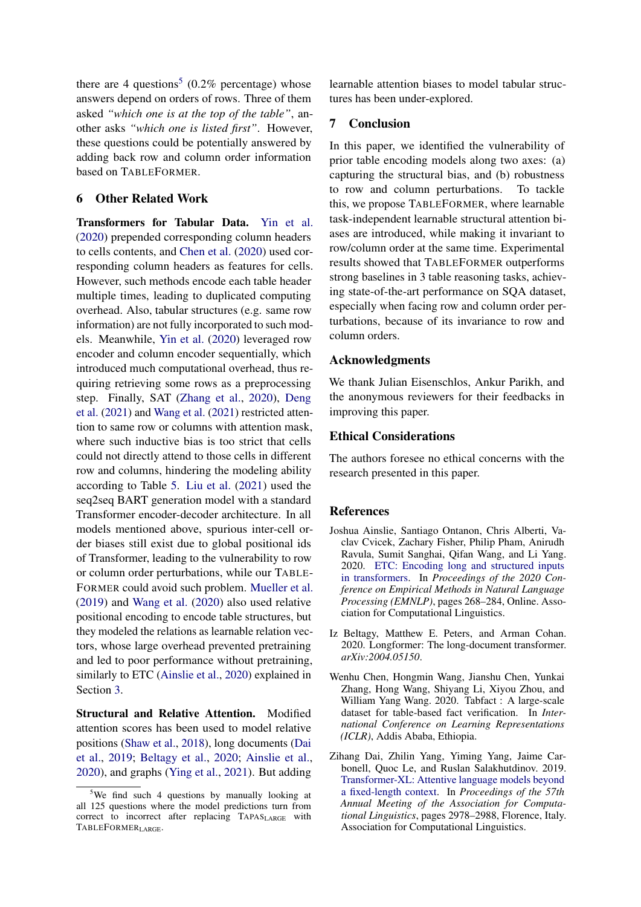there are 4 questions[5] (0.2% percentage) whose answers depend on orders of rows. Three of them asked *"which one is at the top of the table"*, another asks *"which one is listed first"*. However, these questions could be potentially answered by adding back row and column order information based on TableFormer.

## 6 Other Related Work

**Transformers for Tabular Data.** Yin et al. (2020) prepended corresponding column headers to cells contents, and Chen et al. (2020) used corresponding column headers as features for cells. However, such methods encode each table header multiple times, leading to duplicated computing overhead. Also, tabular structures (e.g. same row information) are not fully incorporated to such models. Meanwhile, Yin et al. (2020) leveraged row encoder and column encoder sequentially, which introduced much computational overhead, thus requiring retrieving some rows as a preprocessing step. Finally, SAT (Zhang et al., 2020), Deng et al. (2021) and Wang et al. (2021) restricted attention to same row or columns with attention mask, where such inductive bias is too strict that cells could not directly attend to those cells in different row and columns, hindering the modeling ability according to Table 5. Liu et al. (2021) used the seq2seq BART generation model with a standard Transformer encoder-decoder architecture. In all models mentioned above, spurious inter-cell order biases still exist due to global positional ids of Transformer, leading to the vulnerability to row or column order perturbations, while our TableFormer could avoid such problem. Mueller et al. (2019) and Wang et al. (2020) also used relative positional encoding to encode table structures, but they modeled the relations as learnable relation vectors, whose large overhead prevented pretraining and led to poor performance without pretraining, similarly to ETC (Ainslie et al., 2020) explained in Section 3.

**Structural and Relative Attention.** Modified attention scores has been used to model relative positions (Shaw et al., 2018), long documents (Dai et al., 2019; Beltagy et al., 2020; Ainslie et al., 2020), and graphs (Ying et al., 2021). But adding learnable attention biases to model tabular structures has been under-explored.

## 7 Conclusion

In this paper, we identified the vulnerability of prior table encoding models along two axes: (a) capturing the structural bias, and (b) robustness to row and column perturbations. To tackle this, we propose TableFormer, where learnable task-independent learnable structural attention biases are introduced, while making it invariant to row/column order at the same time. Experimental results showed that TableFormer outperforms strong baselines in 3 table reasoning tasks, achieving state-of-the-art performance on SQA dataset, especially when facing row and column order perturbations, because of its invariance to row and column orders.

## Acknowledgments

We thank Julian Eisenschlos, Ankur Parikh, and the anonymous reviewers for their feedbacks in improving this paper.

## Ethical Considerations

The authors foresee no ethical concerns with the research presented in this paper.

## References

Joshua Ainslie, Santiago Ontanon, Chris Alberti, Vaclav Cvicek, Zachary Fisher, Philip Pham, Anirudh Ravula, Sumit Sanghai, Qifan Wang, and Li Yang. 2020. ETC: Encoding long and structured inputs in transformers. In *Proceedings of the 2020 Conference on Empirical Methods in Natural Language Processing (EMNLP)*, pages 268–284, Online. Association for Computational Linguistics.

Iz Beltagy, Matthew E. Peters, and Arman Cohan. 2020. Longformer: The long-document transformer. *arXiv:2004.05150*.

Wenhu Chen, Hongmin Wang, Jianshu Chen, Yunkai Zhang, Hong Wang, Shiyang Li, Xiyou Zhou, and William Yang Wang. 2020. Tabfact : A large-scale dataset for table-based fact verification. In *International Conference on Learning Representations (ICLR)*, Addis Ababa, Ethiopia.

Zihang Dai, Zhilin Yang, Yiming Yang, Jaime Carbonell, Quoc Le, and Ruslan Salakhutdinov. 2019. Transformer-XL: Attentive language models beyond a fixed-length context. In *Proceedings of the 57th Annual Meeting of the Association for Computational Linguistics*, pages 2978–2988, Florence, Italy. Association for Computational Linguistics.

[5] We find such 4 questions by manually looking at all 125 questions where the model predictions turn from correct to incorrect after replacing $\text{TAPAS}_{\text{LARGE}}$ with $\text{TableFormer}_{\text{LARGE}}$.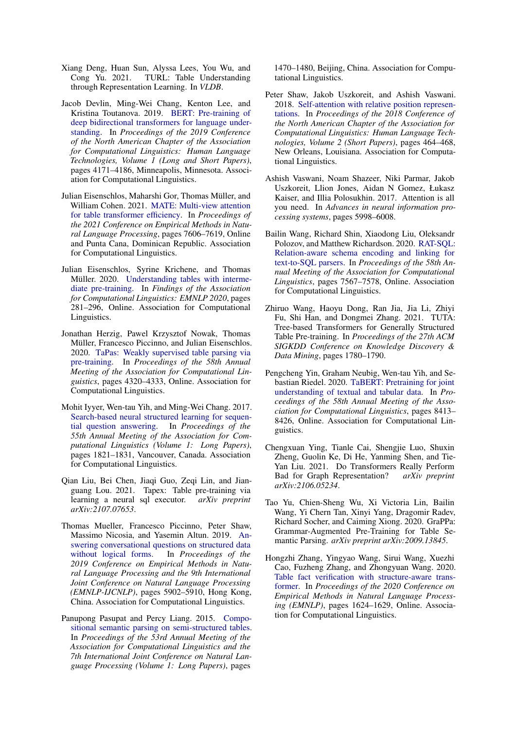Xiang Deng, Huan Sun, Alyssa Lees, You Wu, and Cong Yu. 2021. TURL: Table Understanding through Representation Learning. In *VLDB*.

Jacob Devlin, Ming-Wei Chang, Kenton Lee, and Kristina Toutanova. 2019. BERT: Pre-training of deep bidirectional transformers for language understanding. In *Proceedings of the 2019 Conference of the North American Chapter of the Association for Computational Linguistics: Human Language Technologies, Volume 1 (Long and Short Papers)*, pages 4171–4186, Minneapolis, Minnesota. Association for Computational Linguistics.

Julian Eisenschlos, Maharshi Gor, Thomas Müller, and William Cohen. 2021. MATE: Multi-view attention for table transformer efficiency. In *Proceedings of the 2021 Conference on Empirical Methods in Natural Language Processing*, pages 7606–7619, Online and Punta Cana, Dominican Republic. Association for Computational Linguistics.

Julian Eisenschlos, Syrine Krichene, and Thomas Müller. 2020. Understanding tables with intermediate pre-training. In *Findings of the Association for Computational Linguistics: EMNLP 2020*, pages 281–296, Online. Association for Computational Linguistics.

Jonathan Herzig, Pawel Krzysztof Nowak, Thomas Müller, Francesco Piccinno, and Julian Eisenschlos. 2020. TaPas: Weakly supervised table parsing via pre-training. In *Proceedings of the 58th Annual Meeting of the Association for Computational Linguistics*, pages 4320–4333, Online. Association for Computational Linguistics.

Mohit Iyyer, Wen-tau Yih, and Ming-Wei Chang. 2017. Search-based neural structured learning for sequential question answering. In *Proceedings of the 55th Annual Meeting of the Association for Computational Linguistics (Volume 1: Long Papers)*, pages 1821–1831, Vancouver, Canada. Association for Computational Linguistics.

Qian Liu, Bei Chen, Jiaqi Guo, Zeqi Lin, and Jianguang Lou. 2021. Tapex: Table pre-training via learning a neural sql executor. *arXiv preprint arXiv:2107.07653*.

Thomas Mueller, Francesco Piccinno, Peter Shaw, Massimo Nicosia, and Yasemin Altun. 2019. Answering conversational questions on structured data without logical forms. In *Proceedings of the 2019 Conference on Empirical Methods in Natural Language Processing and the 9th International Joint Conference on Natural Language Processing (EMNLP-IJCNLP)*, pages 5902–5910, Hong Kong, China. Association for Computational Linguistics.

Panupong Pasupat and Percy Liang. 2015. Compositional semantic parsing on semi-structured tables. In *Proceedings of the 53rd Annual Meeting of the Association for Computational Linguistics and the 7th International Joint Conference on Natural Language Processing (Volume 1: Long Papers)*, pages 1470–1480, Beijing, China. Association for Computational Linguistics.

Peter Shaw, Jakob Uszkoreit, and Ashish Vaswani. 2018. Self-attention with relative position representations. In *Proceedings of the 2018 Conference of the North American Chapter of the Association for Computational Linguistics: Human Language Technologies, Volume 2 (Short Papers)*, pages 464–468, New Orleans, Louisiana. Association for Computational Linguistics.

Ashish Vaswani, Noam Shazeer, Niki Parmar, Jakob Uszkoreit, Llion Jones, Aidan N Gomez, Łukasz Kaiser, and Illia Polosukhin. 2017. Attention is all you need. In *Advances in neural information processing systems*, pages 5998–6008.

Bailin Wang, Richard Shin, Xiaodong Liu, Oleksandr Polozov, and Matthew Richardson. 2020. RAT-SQL: Relation-aware schema encoding and linking for text-to-SQL parsers. In *Proceedings of the 58th Annual Meeting of the Association for Computational Linguistics*, pages 7567–7578, Online. Association for Computational Linguistics.

Zhiruo Wang, Haoyu Dong, Ran Jia, Jia Li, Zhiyi Fu, Shi Han, and Dongmei Zhang. 2021. TUTA: Tree-based Transformers for Generally Structured Table Pre-training. In *Proceedings of the 27th ACM SIGKDD Conference on Knowledge Discovery & Data Mining*, pages 1780–1790.

Pengcheng Yin, Graham Neubig, Wen-tau Yih, and Sebastian Riedel. 2020. TaBERT: Pretraining for joint understanding of textual and tabular data. In *Proceedings of the 58th Annual Meeting of the Association for Computational Linguistics*, pages 8413–8426, Online. Association for Computational Linguistics.

Chengxuan Ying, Tianle Cai, Shengjie Luo, Shuxin Zheng, Guolin Ke, Di He, Yanming Shen, and Tie-Yan Liu. 2021. Do Transformers Really Perform Bad for Graph Representation? *arXiv preprint arXiv:2106.05234*.

Tao Yu, Chien-Sheng Wu, Xi Victoria Lin, Bailin Wang, Yi Chern Tan, Xinyi Yang, Dragomir Radev, Richard Socher, and Caiming Xiong. 2020. GraPPa: Grammar-Augmented Pre-Training for Table Semantic Parsing. *arXiv preprint arXiv:2009.13845*.

Hongzhi Zhang, Yingyao Wang, Sirui Wang, Xuezhi Cao, Fuzheng Zhang, and Zhongyuan Wang. 2020. Table fact verification with structure-aware transformer. In *Proceedings of the 2020 Conference on Empirical Methods in Natural Language Processing (EMNLP)*, pages 1624–1629, Online. Association for Computational Linguistics.